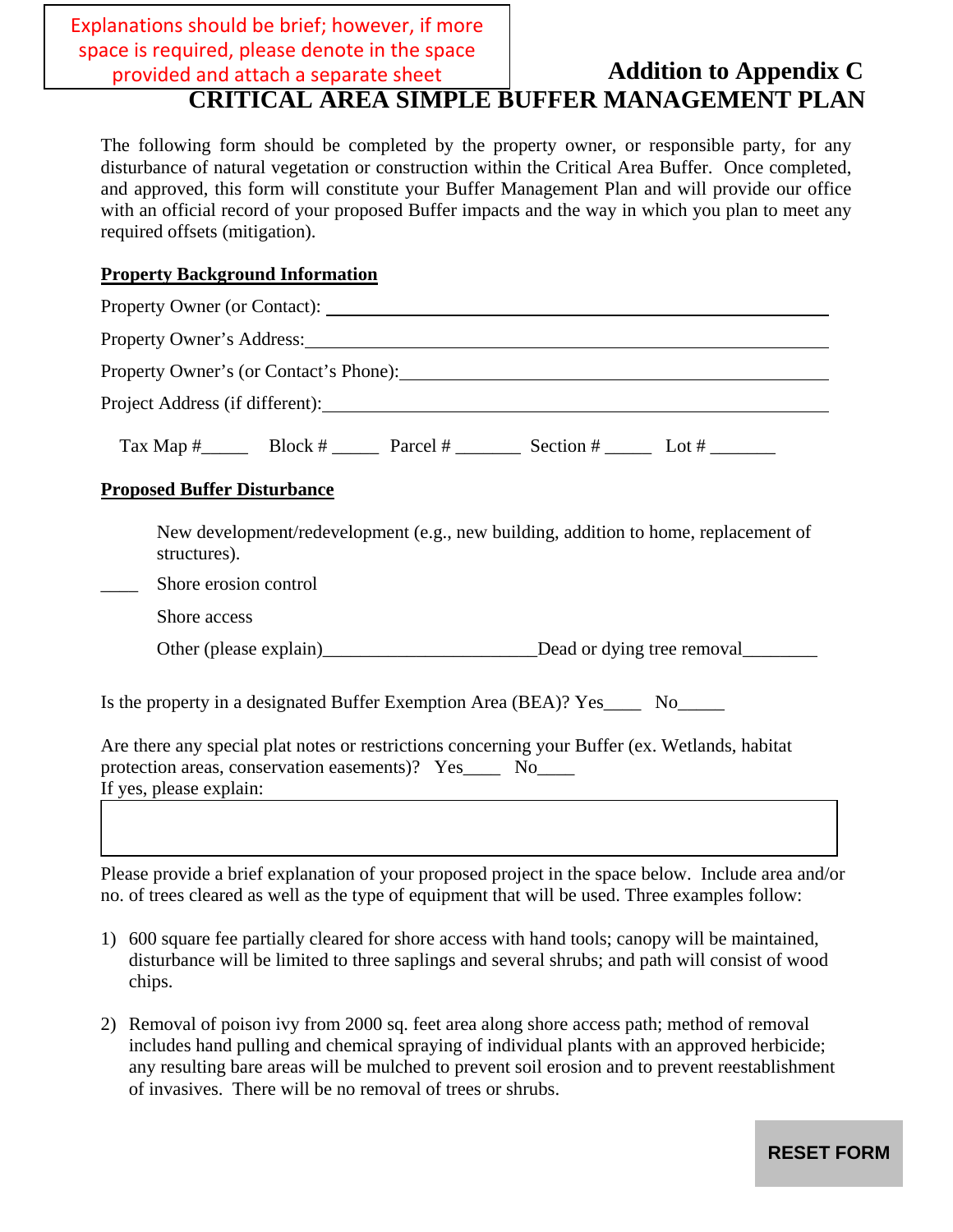Explanations should be brief; however, if more space is required, please denote in the space provided and attach a separate sheet

## Addition to Appendix C

# CRITICAL AREA SIMPLE BUFFER MANAGEMENT PLAN

The following form should be completed by the property owner, or responsible party, for any disturbance of natural vegetation or construction within the Critical Area Buffer. Once completed, and approved, this form will constitute your Buffer Management Plan and will provide our office with an official record of your proposed Buffer impacts and the way in which you plan to meet any required offsets (mitigation).

**Property Background Information**

Property Owner (or Contact): ______________________________

Property Owner's Address: ______________________________

Property Owner's (or Contact's Phone): ______________________________

Project Address (if different): ______________________________

Tax Map #_____ Block # _____ Parcel # _______ Section # _____ Lot # _______

**Proposed Buffer Disturbance**

New development/redevelopment (e.g., new building, addition to home, replacement of structures).

____ Shore erosion control

Shore access

Other (please explain)______________________ Dead or dying tree removal________

Is the property in a designated Buffer Exemption Area (BEA)? Yes____ No_____

Are there any special plat notes or restrictions concerning your Buffer (ex. Wetlands, habitat protection areas, conservation easements)? Yes____ No____
If yes, please explain:

Please provide a brief explanation of your proposed project in the space below. Include area and/or no. of trees cleared as well as the type of equipment that will be used. Three examples follow:

1) 600 square fee partially cleared for shore access with hand tools; canopy will be maintained, disturbance will be limited to three saplings and several shrubs; and path will consist of wood chips.

2) Removal of poison ivy from 2000 sq. feet area along shore access path; method of removal includes hand pulling and chemical spraying of individual plants with an approved herbicide; any resulting bare areas will be mulched to prevent soil erosion and to prevent reestablishment of invasives. There will be no removal of trees or shrubs.

RESET FORM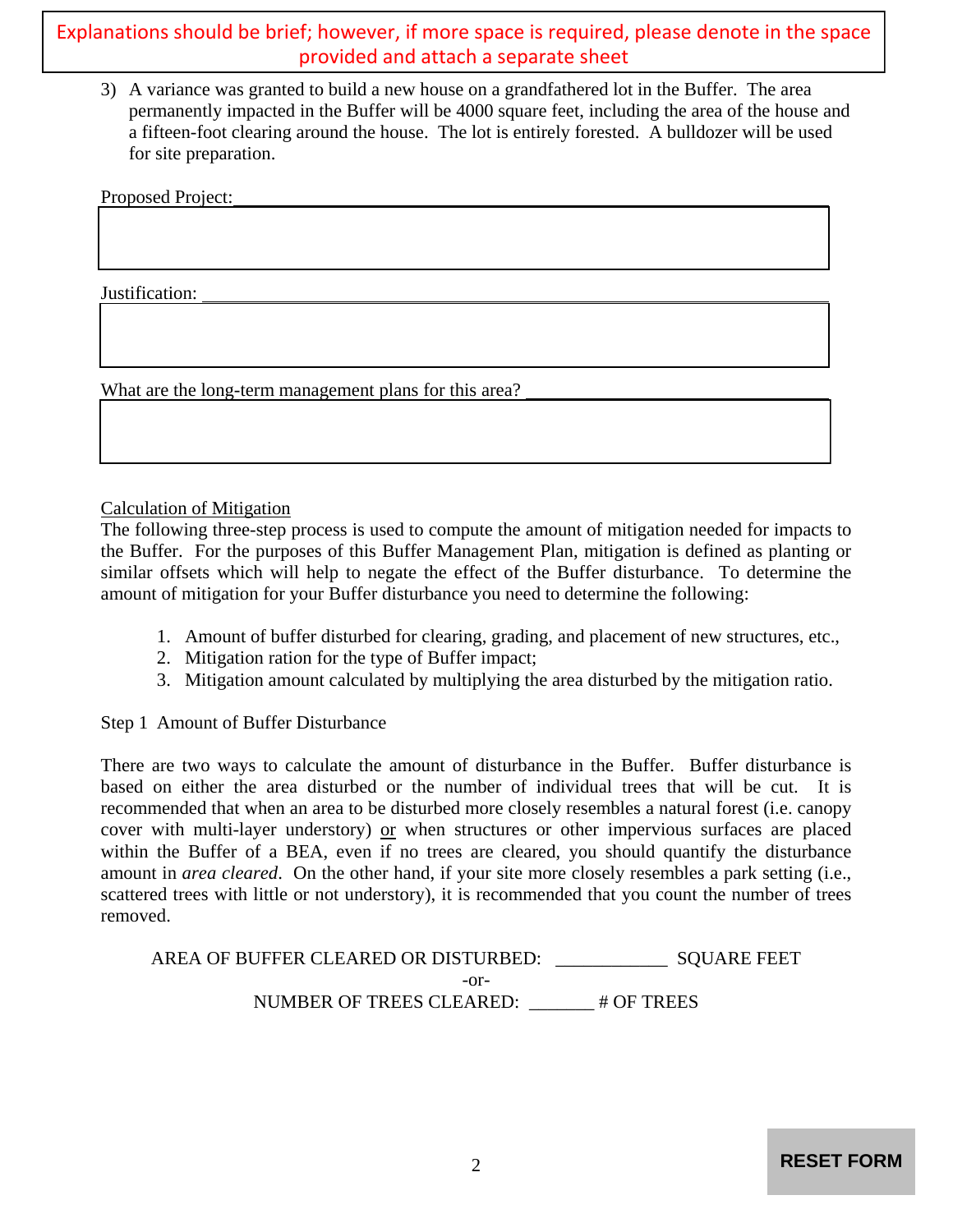Explanations should be brief; however, if more space is required, please denote in the space provided and attach a separate sheet

3) A variance was granted to build a new house on a grandfathered lot in the Buffer. The area permanently impacted in the Buffer will be 4000 square feet, including the area of the house and a fifteen-foot clearing around the house. The lot is entirely forested. A bulldozer will be used for site preparation.

Proposed Project: ____________________

Justification: ____________________

What are the long-term management plans for this area? ____________________

Calculation of Mitigation

The following three-step process is used to compute the amount of mitigation needed for impacts to the Buffer. For the purposes of this Buffer Management Plan, mitigation is defined as planting or similar offsets which will help to negate the effect of the Buffer disturbance. To determine the amount of mitigation for your Buffer disturbance you need to determine the following:

1. Amount of buffer disturbed for clearing, grading, and placement of new structures, etc.,
2. Mitigation ration for the type of Buffer impact;
3. Mitigation amount calculated by multiplying the area disturbed by the mitigation ratio.

Step 1 Amount of Buffer Disturbance

There are two ways to calculate the amount of disturbance in the Buffer. Buffer disturbance is based on either the area disturbed or the number of individual trees that will be cut. It is recommended that when an area to be disturbed more closely resembles a natural forest (i.e. canopy cover with multi-layer understory) or when structures or other impervious surfaces are placed within the Buffer of a BEA, even if no trees are cleared, you should quantify the disturbance amount in *area cleared*. On the other hand, if your site more closely resembles a park setting (i.e., scattered trees with little or not understory), it is recommended that you count the number of trees removed.

AREA OF BUFFER CLEARED OR DISTURBED: ____________ SQUARE FEET

-or-

NUMBER OF TREES CLEARED: _______ # OF TREES

RESET FORM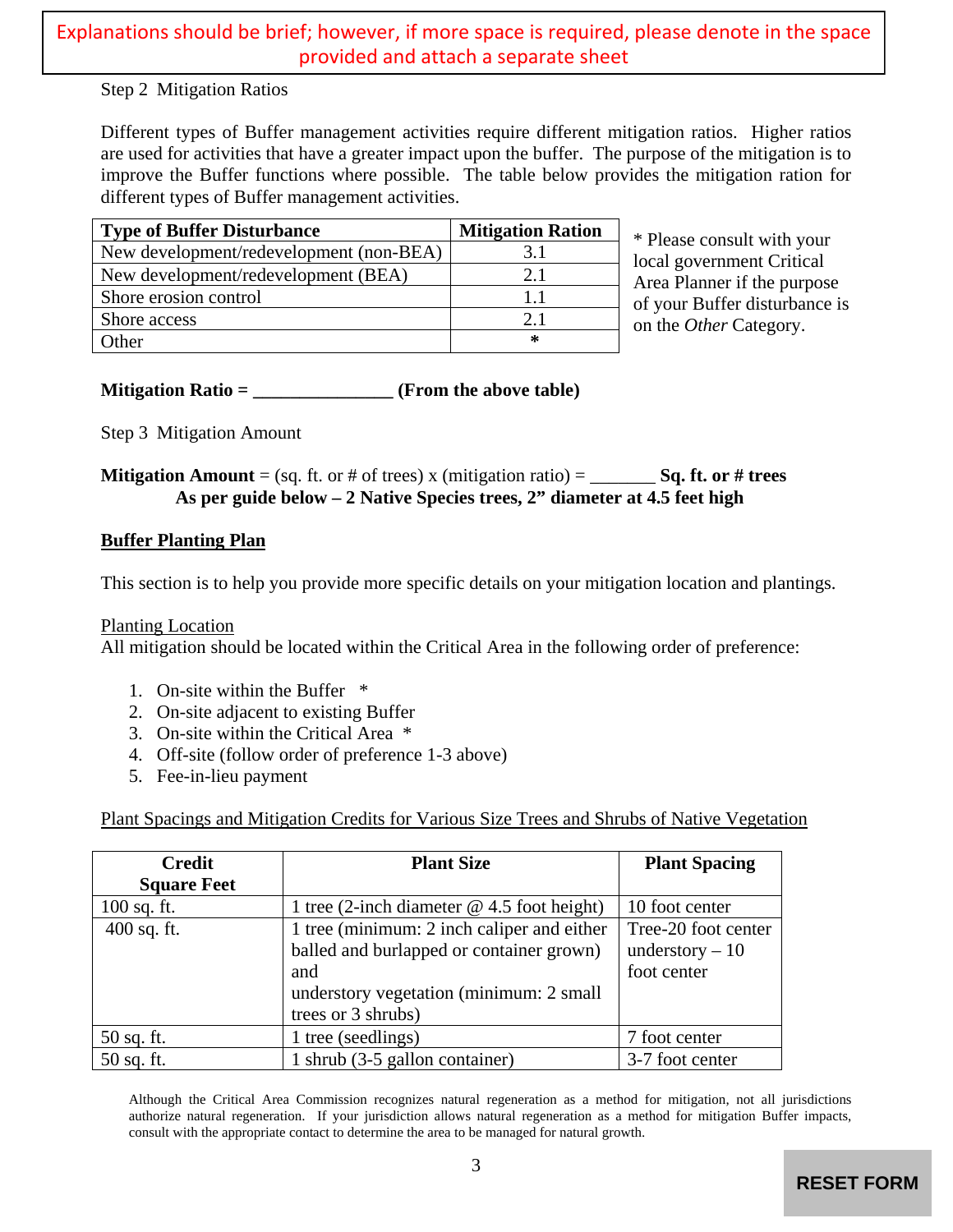Explanations should be brief; however, if more space is required, please denote in the space provided and attach a separate sheet

Step 2 Mitigation Ratios

Different types of Buffer management activities require different mitigation ratios. Higher ratios are used for activities that have a greater impact upon the buffer. The purpose of the mitigation is to improve the Buffer functions where possible. The table below provides the mitigation ration for different types of Buffer management activities.

| Type of Buffer Disturbance | Mitigation Ration |
|---|---|
| New development/redevelopment (non-BEA) | 3.1 |
| New development/redevelopment (BEA) | 2.1 |
| Shore erosion control | 1.1 |
| Shore access | 2.1 |
| Other | * |

\* Please consult with your local government Critical Area Planner if the purpose of your Buffer disturbance is on the *Other* Category.

**Mitigation Ratio = _______________ (From the above table)**

Step 3 Mitigation Amount

**Mitigation Amount** = (sq. ft. or # of trees) x (mitigation ratio) = _______ **Sq. ft. or # trees**

**As per guide below – 2 Native Species trees, 2" diameter at 4.5 feet high**

**Buffer Planting Plan**

This section is to help you provide more specific details on your mitigation location and plantings.

Planting Location

All mitigation should be located within the Critical Area in the following order of preference:

1. On-site within the Buffer *
2. On-site adjacent to existing Buffer
3. On-site within the Critical Area *
4. Off-site (follow order of preference 1-3 above)
5. Fee-in-lieu payment

Plant Spacings and Mitigation Credits for Various Size Trees and Shrubs of Native Vegetation

| Credit Square Feet | Plant Size | Plant Spacing |
|---|---|---|
| 100 sq. ft. | 1 tree (2-inch diameter @ 4.5 foot height) | 10 foot center |
| 400 sq. ft. | 1 tree (minimum: 2 inch caliper and either balled and burlapped or container grown) and understory vegetation (minimum: 2 small trees or 3 shrubs) | Tree-20 foot center understory – 10 foot center |
| 50 sq. ft. | 1 tree (seedlings) | 7 foot center |
| 50 sq. ft. | 1 shrub (3-5 gallon container) | 3-7 foot center |

Although the Critical Area Commission recognizes natural regeneration as a method for mitigation, not all jurisdictions authorize natural regeneration. If your jurisdiction allows natural regeneration as a method for mitigation Buffer impacts, consult with the appropriate contact to determine the area to be managed for natural growth.

RESET FORM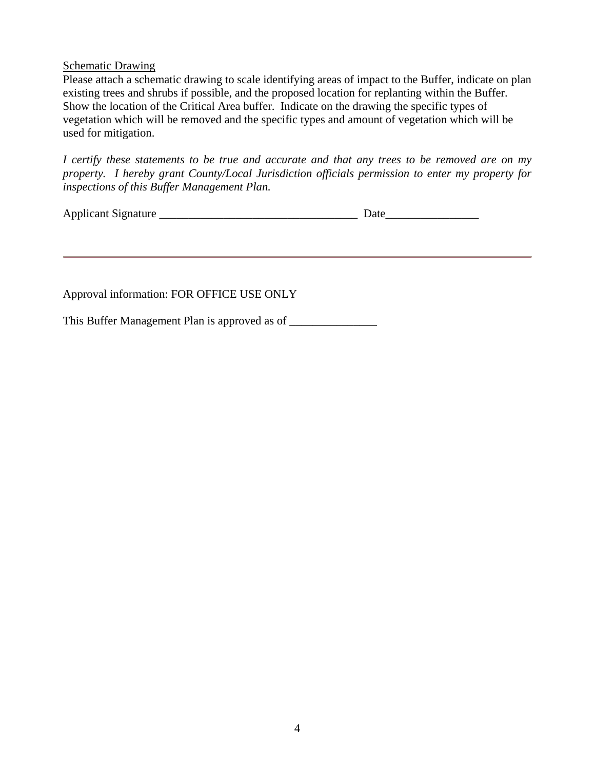Schematic Drawing

Please attach a schematic drawing to scale identifying areas of impact to the Buffer, indicate on plan existing trees and shrubs if possible, and the proposed location for replanting within the Buffer. Show the location of the Critical Area buffer. Indicate on the drawing the specific types of vegetation which will be removed and the specific types and amount of vegetation which will be used for mitigation.

*I certify these statements to be true and accurate and that any trees to be removed are on my property. I hereby grant County/Local Jurisdiction officials permission to enter my property for inspections of this Buffer Management Plan.*

Applicant Signature ___________________________________ Date________________

---

Approval information: FOR OFFICE USE ONLY

This Buffer Management Plan is approved as of _______________